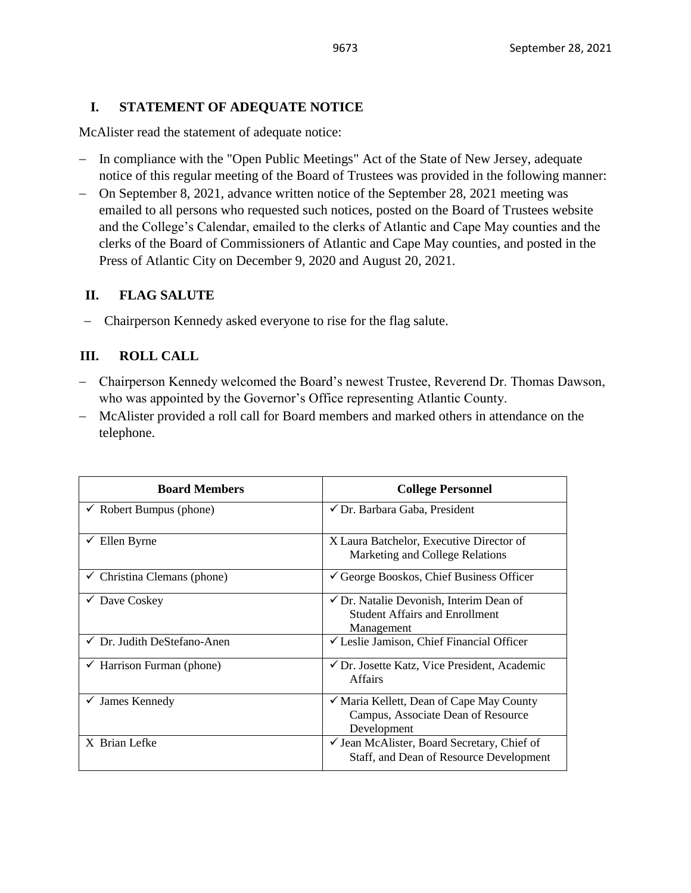## I. STATEMENT OF ADEQUATE NOTICE

McAlister read the statement of adequate notice:

- In compliance with the "Open Public Meetings" Act of the State of New Jersey, adequate notice of this regular meeting of the Board of Trustees was provided in the following manner:
- On September 8, 2021, advance written notice of the September 28, 2021 meeting was emailed to all persons who requested such notices, posted on the Board of Trustees website and the College's Calendar, emailed to the clerks of Atlantic and Cape May counties and the clerks of the Board of Commissioners of Atlantic and Cape May counties, and posted in the Press of Atlantic City on December 9, 2020 and August 20, 2021.

## II. FLAG SALUTE

- Chairperson Kennedy asked everyone to rise for the flag salute.

## III. ROLL CALL

- Chairperson Kennedy welcomed the Board's newest Trustee, Reverend Dr. Thomas Dawson, who was appointed by the Governor's Office representing Atlantic County.
- McAlister provided a roll call for Board members and marked others in attendance on the telephone.

| Board Members | College Personnel |
|---|---|
| ✓ Robert Bumpus (phone) | ✓ Dr. Barbara Gaba, President |
| ✓ Ellen Byrne | X Laura Batchelor, Executive Director of Marketing and College Relations |
| ✓ Christina Clemans (phone) | ✓ George Booskos, Chief Business Officer |
| ✓ Dave Coskey | ✓ Dr. Natalie Devonish, Interim Dean of Student Affairs and Enrollment Management |
| ✓ Dr. Judith DeStefano-Anen | ✓ Leslie Jamison, Chief Financial Officer |
| ✓ Harrison Furman (phone) | ✓ Dr. Josette Katz, Vice President, Academic Affairs |
| ✓ James Kennedy | ✓ Maria Kellett, Dean of Cape May County Campus, Associate Dean of Resource Development |
| X Brian Lefke | ✓ Jean McAlister, Board Secretary, Chief of Staff, and Dean of Resource Development |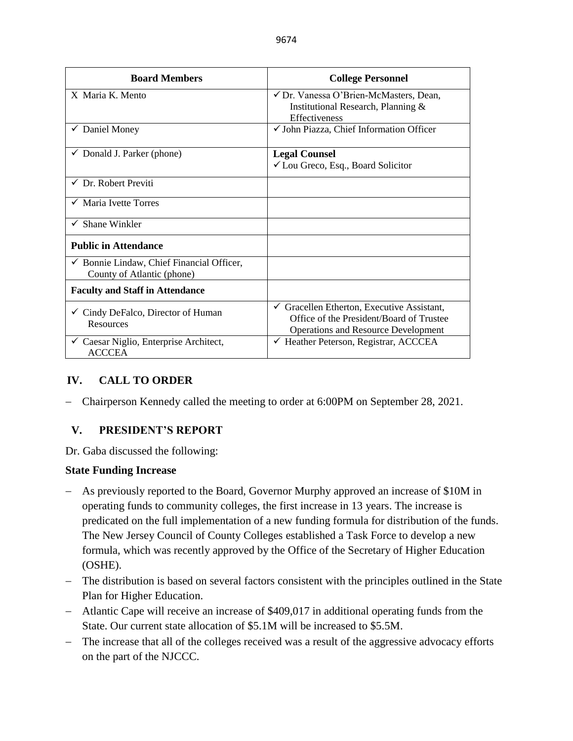| Board Members | College Personnel |
|---|---|
| X Maria K. Mento | ✓ Dr. Vanessa O'Brien-McMasters, Dean, Institutional Research, Planning & Effectiveness |
| ✓ Daniel Money | ✓ John Piazza, Chief Information Officer |
| ✓ Donald J. Parker (phone) | **Legal Counsel** ✓ Lou Greco, Esq., Board Solicitor |
| ✓ Dr. Robert Previti | |
| ✓ Maria Ivette Torres | |
| ✓ Shane Winkler | |
| **Public in Attendance** | |
| ✓ Bonnie Lindaw, Chief Financial Officer, County of Atlantic (phone) | |
| **Faculty and Staff in Attendance** | |
| ✓ Cindy DeFalco, Director of Human Resources | ✓ Gracellen Etherton, Executive Assistant, Office of the President/Board of Trustee Operations and Resource Development |
| ✓ Caesar Niglio, Enterprise Architect, ACCCEA | ✓ Heather Peterson, Registrar, ACCCEA |

## IV. CALL TO ORDER

- Chairperson Kennedy called the meeting to order at 6:00PM on September 28, 2021.

## V. PRESIDENT'S REPORT

Dr. Gaba discussed the following:

**State Funding Increase**

- As previously reported to the Board, Governor Murphy approved an increase of $10M in operating funds to community colleges, the first increase in 13 years. The increase is predicated on the full implementation of a new funding formula for distribution of the funds. The New Jersey Council of County Colleges established a Task Force to develop a new formula, which was recently approved by the Office of the Secretary of Higher Education (OSHE).
- The distribution is based on several factors consistent with the principles outlined in the State Plan for Higher Education.
- Atlantic Cape will receive an increase of $409,017 in additional operating funds from the State. Our current state allocation of $5.1M will be increased to $5.5M.
- The increase that all of the colleges received was a result of the aggressive advocacy efforts on the part of the NJCCC.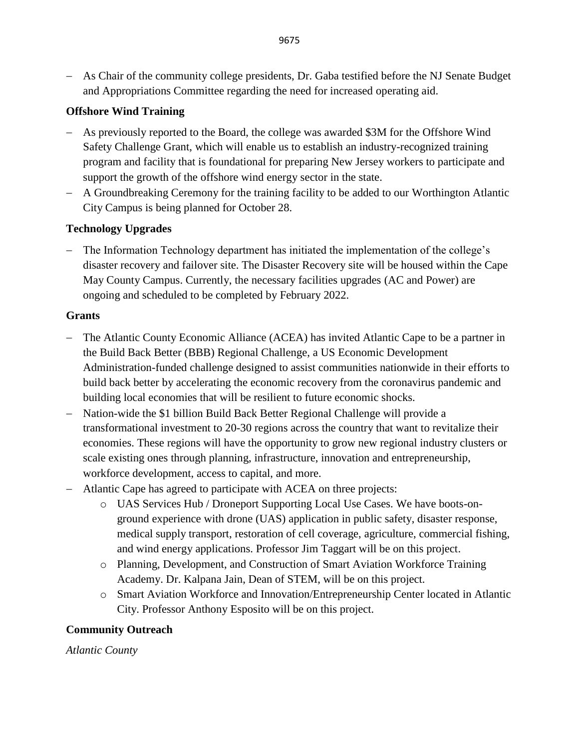- As Chair of the community college presidents, Dr. Gaba testified before the NJ Senate Budget and Appropriations Committee regarding the need for increased operating aid.

**Offshore Wind Training**

- As previously reported to the Board, the college was awarded $3M for the Offshore Wind Safety Challenge Grant, which will enable us to establish an industry-recognized training program and facility that is foundational for preparing New Jersey workers to participate and support the growth of the offshore wind energy sector in the state.
- A Groundbreaking Ceremony for the training facility to be added to our Worthington Atlantic City Campus is being planned for October 28.

**Technology Upgrades**

- The Information Technology department has initiated the implementation of the college's disaster recovery and failover site. The Disaster Recovery site will be housed within the Cape May County Campus. Currently, the necessary facilities upgrades (AC and Power) are ongoing and scheduled to be completed by February 2022.

**Grants**

- The Atlantic County Economic Alliance (ACEA) has invited Atlantic Cape to be a partner in the Build Back Better (BBB) Regional Challenge, a US Economic Development Administration-funded challenge designed to assist communities nationwide in their efforts to build back better by accelerating the economic recovery from the coronavirus pandemic and building local economies that will be resilient to future economic shocks.
- Nation-wide the $1 billion Build Back Better Regional Challenge will provide a transformational investment to 20-30 regions across the country that want to revitalize their economies. These regions will have the opportunity to grow new regional industry clusters or scale existing ones through planning, infrastructure, innovation and entrepreneurship, workforce development, access to capital, and more.
- Atlantic Cape has agreed to participate with ACEA on three projects:
  - UAS Services Hub / Droneport Supporting Local Use Cases. We have boots-on-ground experience with drone (UAS) application in public safety, disaster response, medical supply transport, restoration of cell coverage, agriculture, commercial fishing, and wind energy applications. Professor Jim Taggart will be on this project.
  - Planning, Development, and Construction of Smart Aviation Workforce Training Academy. Dr. Kalpana Jain, Dean of STEM, will be on this project.
  - Smart Aviation Workforce and Innovation/Entrepreneurship Center located in Atlantic City. Professor Anthony Esposito will be on this project.

**Community Outreach**

*Atlantic County*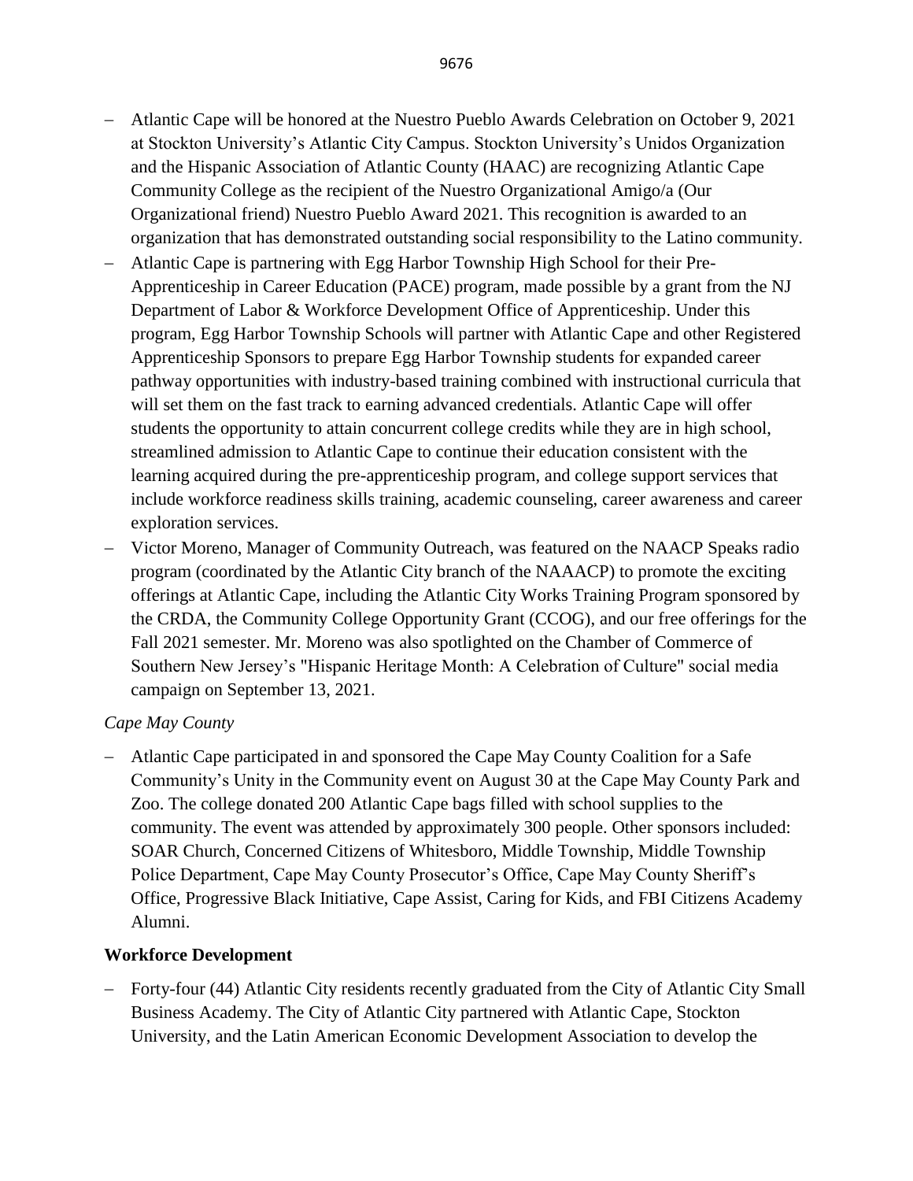- Atlantic Cape will be honored at the Nuestro Pueblo Awards Celebration on October 9, 2021 at Stockton University's Atlantic City Campus. Stockton University's Unidos Organization and the Hispanic Association of Atlantic County (HAAC) are recognizing Atlantic Cape Community College as the recipient of the Nuestro Organizational Amigo/a (Our Organizational friend) Nuestro Pueblo Award 2021. This recognition is awarded to an organization that has demonstrated outstanding social responsibility to the Latino community.
- Atlantic Cape is partnering with Egg Harbor Township High School for their Pre-Apprenticeship in Career Education (PACE) program, made possible by a grant from the NJ Department of Labor & Workforce Development Office of Apprenticeship. Under this program, Egg Harbor Township Schools will partner with Atlantic Cape and other Registered Apprenticeship Sponsors to prepare Egg Harbor Township students for expanded career pathway opportunities with industry-based training combined with instructional curricula that will set them on the fast track to earning advanced credentials. Atlantic Cape will offer students the opportunity to attain concurrent college credits while they are in high school, streamlined admission to Atlantic Cape to continue their education consistent with the learning acquired during the pre-apprenticeship program, and college support services that include workforce readiness skills training, academic counseling, career awareness and career exploration services.
- Victor Moreno, Manager of Community Outreach, was featured on the NAACP Speaks radio program (coordinated by the Atlantic City branch of the NAAACP) to promote the exciting offerings at Atlantic Cape, including the Atlantic City Works Training Program sponsored by the CRDA, the Community College Opportunity Grant (CCOG), and our free offerings for the Fall 2021 semester. Mr. Moreno was also spotlighted on the Chamber of Commerce of Southern New Jersey's "Hispanic Heritage Month: A Celebration of Culture" social media campaign on September 13, 2021.

*Cape May County*

- Atlantic Cape participated in and sponsored the Cape May County Coalition for a Safe Community's Unity in the Community event on August 30 at the Cape May County Park and Zoo. The college donated 200 Atlantic Cape bags filled with school supplies to the community. The event was attended by approximately 300 people. Other sponsors included: SOAR Church, Concerned Citizens of Whitesboro, Middle Township, Middle Township Police Department, Cape May County Prosecutor's Office, Cape May County Sheriff's Office, Progressive Black Initiative, Cape Assist, Caring for Kids, and FBI Citizens Academy Alumni.

**Workforce Development**

- Forty-four (44) Atlantic City residents recently graduated from the City of Atlantic City Small Business Academy. The City of Atlantic City partnered with Atlantic Cape, Stockton University, and the Latin American Economic Development Association to develop the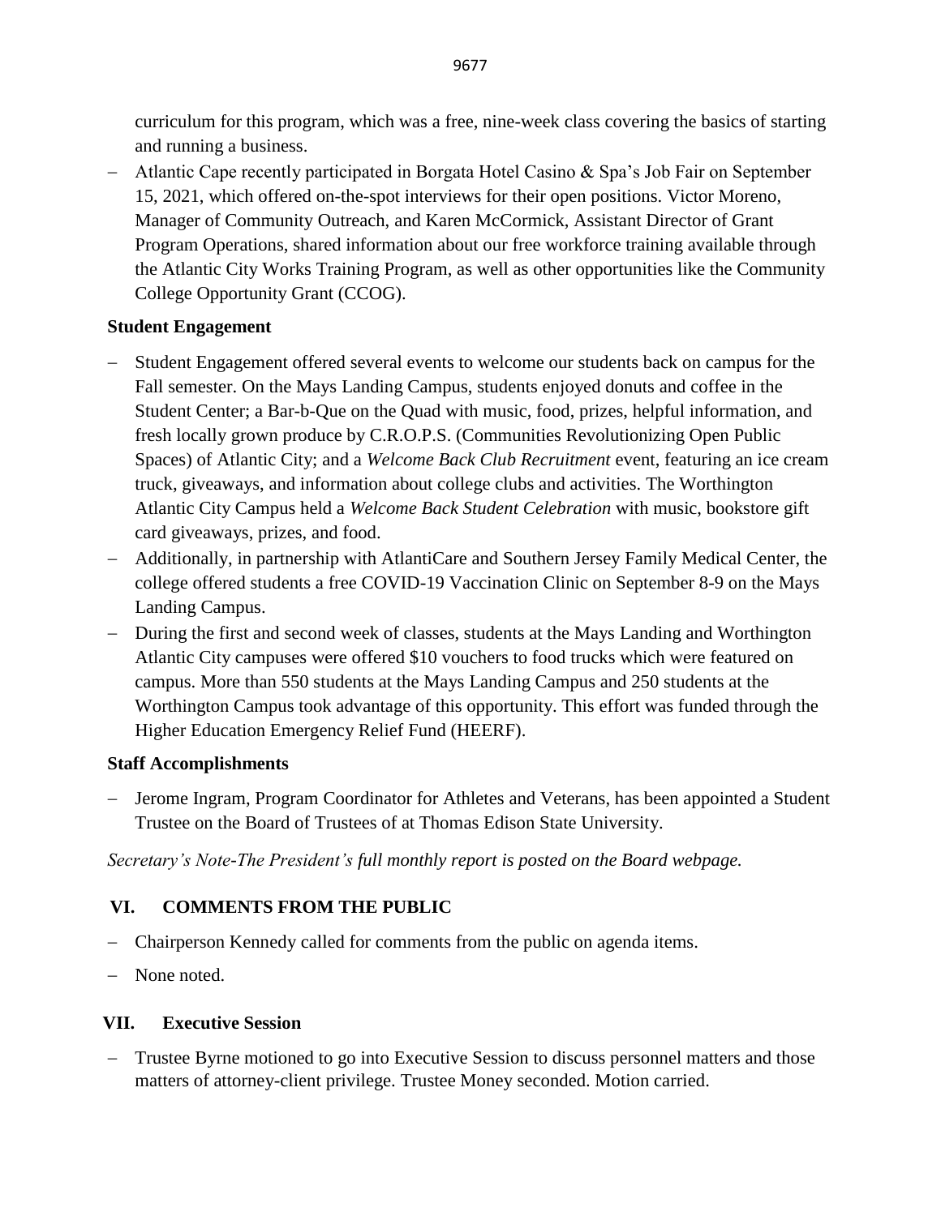curriculum for this program, which was a free, nine-week class covering the basics of starting and running a business.

- Atlantic Cape recently participated in Borgata Hotel Casino & Spa's Job Fair on September 15, 2021, which offered on-the-spot interviews for their open positions. Victor Moreno, Manager of Community Outreach, and Karen McCormick, Assistant Director of Grant Program Operations, shared information about our free workforce training available through the Atlantic City Works Training Program, as well as other opportunities like the Community College Opportunity Grant (CCOG).

**Student Engagement**

- Student Engagement offered several events to welcome our students back on campus for the Fall semester. On the Mays Landing Campus, students enjoyed donuts and coffee in the Student Center; a Bar-b-Que on the Quad with music, food, prizes, helpful information, and fresh locally grown produce by C.R.O.P.S. (Communities Revolutionizing Open Public Spaces) of Atlantic City; and a *Welcome Back Club Recruitment* event, featuring an ice cream truck, giveaways, and information about college clubs and activities. The Worthington Atlantic City Campus held a *Welcome Back Student Celebration* with music, bookstore gift card giveaways, prizes, and food.
- Additionally, in partnership with AtlantiCare and Southern Jersey Family Medical Center, the college offered students a free COVID-19 Vaccination Clinic on September 8-9 on the Mays Landing Campus.
- During the first and second week of classes, students at the Mays Landing and Worthington Atlantic City campuses were offered $10 vouchers to food trucks which were featured on campus. More than 550 students at the Mays Landing Campus and 250 students at the Worthington Campus took advantage of this opportunity. This effort was funded through the Higher Education Emergency Relief Fund (HEERF).

**Staff Accomplishments**

- Jerome Ingram, Program Coordinator for Athletes and Veterans, has been appointed a Student Trustee on the Board of Trustees of at Thomas Edison State University.

*Secretary's Note-The President's full monthly report is posted on the Board webpage.*

## VI. COMMENTS FROM THE PUBLIC

- Chairperson Kennedy called for comments from the public on agenda items.
- None noted.

## VII. Executive Session

- Trustee Byrne motioned to go into Executive Session to discuss personnel matters and those matters of attorney-client privilege. Trustee Money seconded. Motion carried.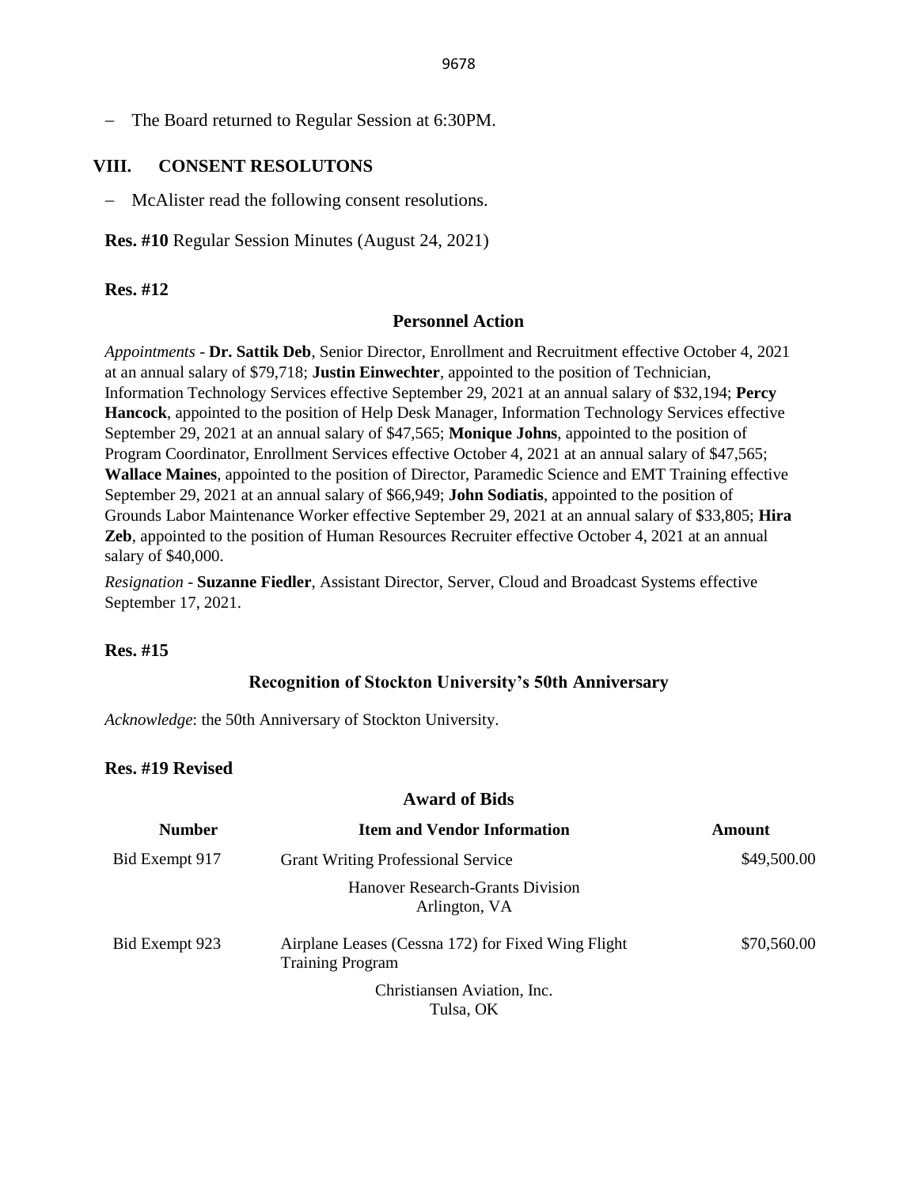– The Board returned to Regular Session at 6:30PM.

## VIII. CONSENT RESOLUTONS

– McAlister read the following consent resolutions.

**Res. #10** Regular Session Minutes (August 24, 2021)

**Res. #12**

### Personnel Action

*Appointments* - **Dr. Sattik Deb**, Senior Director, Enrollment and Recruitment effective October 4, 2021 at an annual salary of $79,718; **Justin Einwechter**, appointed to the position of Technician, Information Technology Services effective September 29, 2021 at an annual salary of $32,194; **Percy Hancock**, appointed to the position of Help Desk Manager, Information Technology Services effective September 29, 2021 at an annual salary of $47,565; **Monique Johns**, appointed to the position of Program Coordinator, Enrollment Services effective October 4, 2021 at an annual salary of $47,565; **Wallace Maines**, appointed to the position of Director, Paramedic Science and EMT Training effective September 29, 2021 at an annual salary of $66,949; **John Sodiatis**, appointed to the position of Grounds Labor Maintenance Worker effective September 29, 2021 at an annual salary of $33,805; **Hira Zeb**, appointed to the position of Human Resources Recruiter effective October 4, 2021 at an annual salary of $40,000.

*Resignation* - **Suzanne Fiedler**, Assistant Director, Server, Cloud and Broadcast Systems effective September 17, 2021.

**Res. #15**

### Recognition of Stockton University's 50th Anniversary

*Acknowledge*: the 50th Anniversary of Stockton University.

**Res. #19 Revised**

### Award of Bids

| Number | Item and Vendor Information | Amount |
|---|---|---|
| Bid Exempt 917 | Grant Writing Professional Service<br>Hanover Research-Grants Division<br>Arlington, VA | $49,500.00 |
| Bid Exempt 923 | Airplane Leases (Cessna 172) for Fixed Wing Flight Training Program<br>Christiansen Aviation, Inc.<br>Tulsa, OK | $70,560.00 |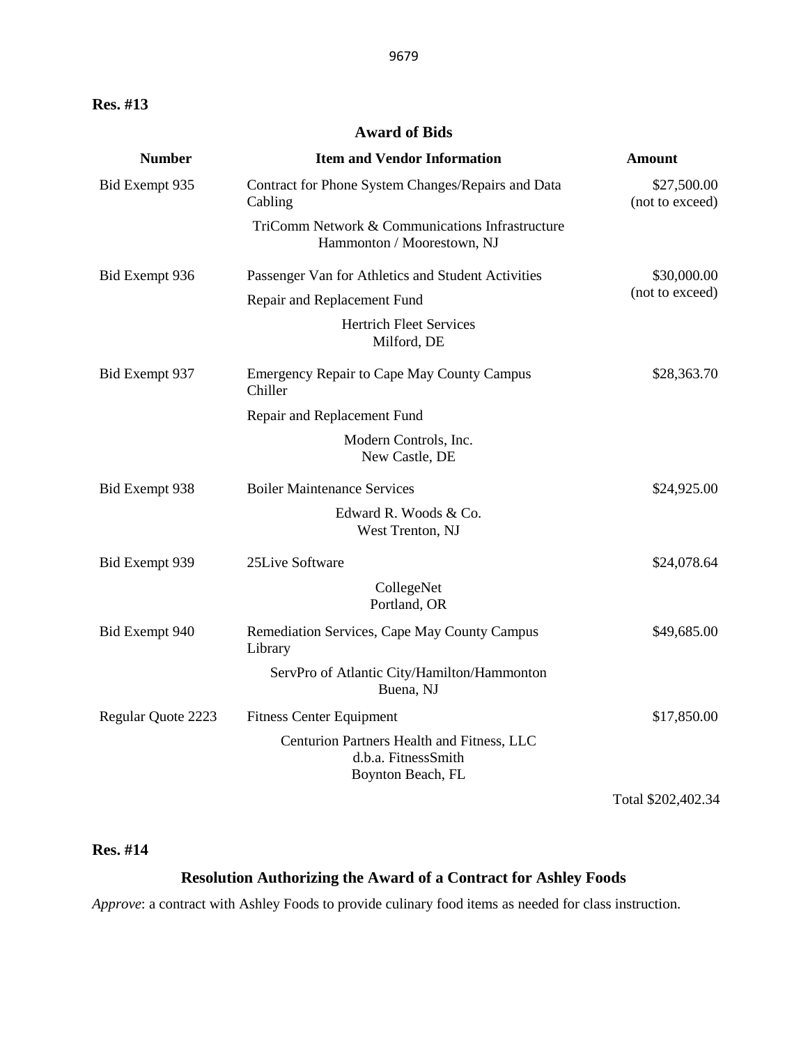**Res. #13**

## Award of Bids

| Number | Item and Vendor Information | Amount |
| --- | --- | --- |
| Bid Exempt 935 | Contract for Phone System Changes/Repairs and Data Cabling<br>TriComm Network & Communications Infrastructure<br>Hammonton / Moorestown, NJ | $27,500.00 (not to exceed) |
| Bid Exempt 936 | Passenger Van for Athletics and Student Activities<br>Repair and Replacement Fund<br>Hertrich Fleet Services<br>Milford, DE | $30,000.00 (not to exceed) |
| Bid Exempt 937 | Emergency Repair to Cape May County Campus Chiller<br>Repair and Replacement Fund<br>Modern Controls, Inc.<br>New Castle, DE | $28,363.70 |
| Bid Exempt 938 | Boiler Maintenance Services<br>Edward R. Woods & Co.<br>West Trenton, NJ | $24,925.00 |
| Bid Exempt 939 | 25Live Software<br>CollegeNet<br>Portland, OR | $24,078.64 |
| Bid Exempt 940 | Remediation Services, Cape May County Campus Library<br>ServPro of Atlantic City/Hamilton/Hammonton<br>Buena, NJ | $49,685.00 |
| Regular Quote 2223 | Fitness Center Equipment<br>Centurion Partners Health and Fitness, LLC<br>d.b.a. FitnessSmith<br>Boynton Beach, FL | $17,850.00 |
| | | Total $202,402.34 |

**Res. #14**

## Resolution Authorizing the Award of a Contract for Ashley Foods

*Approve*: a contract with Ashley Foods to provide culinary food items as needed for class instruction.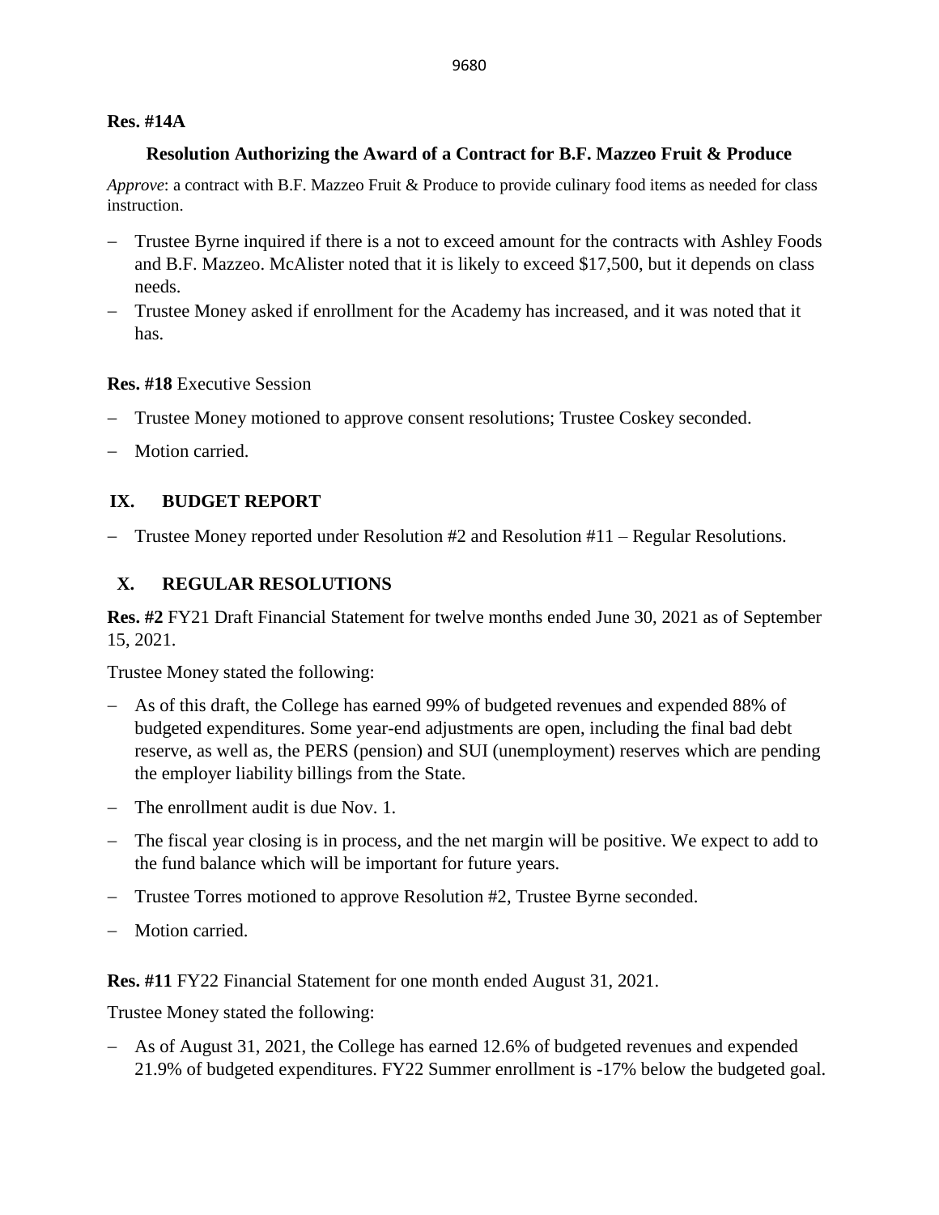**Res. #14A**

**Resolution Authorizing the Award of a Contract for B.F. Mazzeo Fruit & Produce**

*Approve*: a contract with B.F. Mazzeo Fruit & Produce to provide culinary food items as needed for class instruction.

- Trustee Byrne inquired if there is a not to exceed amount for the contracts with Ashley Foods and B.F. Mazzeo. McAlister noted that it is likely to exceed $17,500, but it depends on class needs.
- Trustee Money asked if enrollment for the Academy has increased, and it was noted that it has.

**Res. #18** Executive Session

- Trustee Money motioned to approve consent resolutions; Trustee Coskey seconded.
- Motion carried.

## IX. BUDGET REPORT

- Trustee Money reported under Resolution #2 and Resolution #11 – Regular Resolutions.

## X. REGULAR RESOLUTIONS

**Res. #2** FY21 Draft Financial Statement for twelve months ended June 30, 2021 as of September 15, 2021.

Trustee Money stated the following:

- As of this draft, the College has earned 99% of budgeted revenues and expended 88% of budgeted expenditures. Some year-end adjustments are open, including the final bad debt reserve, as well as, the PERS (pension) and SUI (unemployment) reserves which are pending the employer liability billings from the State.
- The enrollment audit is due Nov. 1.
- The fiscal year closing is in process, and the net margin will be positive. We expect to add to the fund balance which will be important for future years.
- Trustee Torres motioned to approve Resolution #2, Trustee Byrne seconded.
- Motion carried.

**Res. #11** FY22 Financial Statement for one month ended August 31, 2021.

Trustee Money stated the following:

- As of August 31, 2021, the College has earned 12.6% of budgeted revenues and expended 21.9% of budgeted expenditures. FY22 Summer enrollment is -17% below the budgeted goal.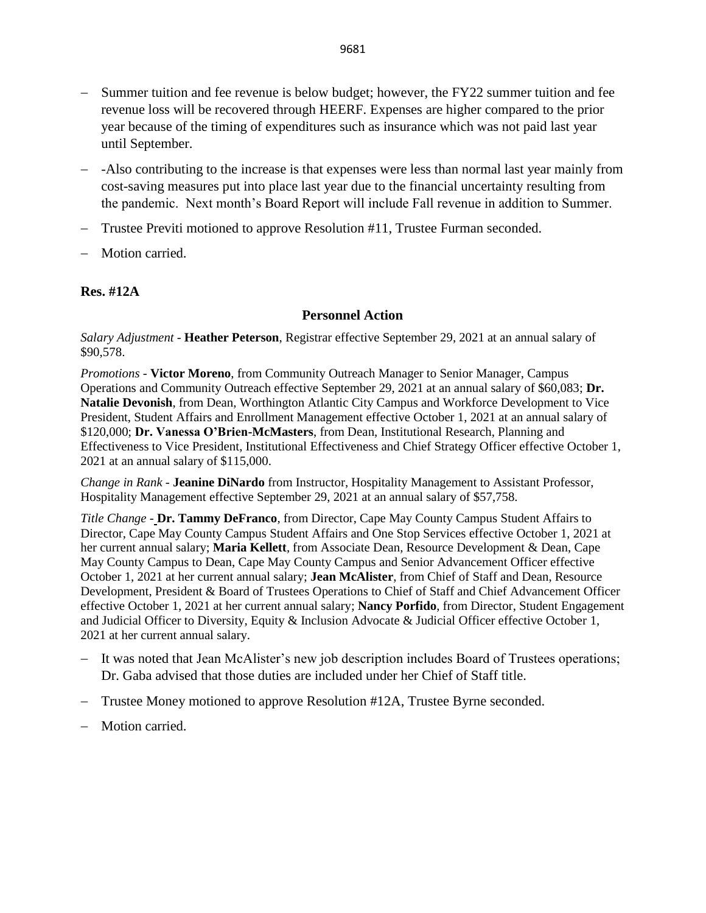- Summer tuition and fee revenue is below budget; however, the FY22 summer tuition and fee revenue loss will be recovered through HEERF. Expenses are higher compared to the prior year because of the timing of expenditures such as insurance which was not paid last year until September.
- -Also contributing to the increase is that expenses were less than normal last year mainly from cost-saving measures put into place last year due to the financial uncertainty resulting from the pandemic. Next month's Board Report will include Fall revenue in addition to Summer.
- Trustee Previti motioned to approve Resolution #11, Trustee Furman seconded.
- Motion carried.

**Res. #12A**

**Personnel Action**

*Salary Adjustment* - **Heather Peterson**, Registrar effective September 29, 2021 at an annual salary of $90,578.

*Promotions* - **Victor Moreno**, from Community Outreach Manager to Senior Manager, Campus Operations and Community Outreach effective September 29, 2021 at an annual salary of $60,083; **Dr. Natalie Devonish**, from Dean, Worthington Atlantic City Campus and Workforce Development to Vice President, Student Affairs and Enrollment Management effective October 1, 2021 at an annual salary of $120,000; **Dr. Vanessa O'Brien-McMasters**, from Dean, Institutional Research, Planning and Effectiveness to Vice President, Institutional Effectiveness and Chief Strategy Officer effective October 1, 2021 at an annual salary of $115,000.

*Change in Rank* - **Jeanine DiNardo** from Instructor, Hospitality Management to Assistant Professor, Hospitality Management effective September 29, 2021 at an annual salary of $57,758.

*Title Change* - **Dr. Tammy DeFranco**, from Director, Cape May County Campus Student Affairs to Director, Cape May County Campus Student Affairs and One Stop Services effective October 1, 2021 at her current annual salary; **Maria Kellett**, from Associate Dean, Resource Development & Dean, Cape May County Campus to Dean, Cape May County Campus and Senior Advancement Officer effective October 1, 2021 at her current annual salary; **Jean McAlister**, from Chief of Staff and Dean, Resource Development, President & Board of Trustees Operations to Chief of Staff and Chief Advancement Officer effective October 1, 2021 at her current annual salary; **Nancy Porfido**, from Director, Student Engagement and Judicial Officer to Diversity, Equity & Inclusion Advocate & Judicial Officer effective October 1, 2021 at her current annual salary.

- It was noted that Jean McAlister's new job description includes Board of Trustees operations; Dr. Gaba advised that those duties are included under her Chief of Staff title.
- Trustee Money motioned to approve Resolution #12A, Trustee Byrne seconded.
- Motion carried.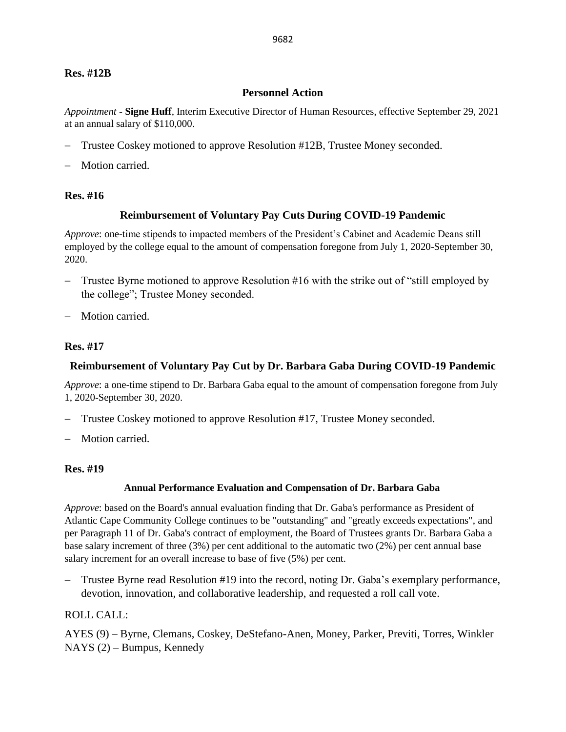**Res. #12B**

**Personnel Action**

*Appointment* - **Signe Huff**, Interim Executive Director of Human Resources, effective September 29, 2021 at an annual salary of $110,000.

- Trustee Coskey motioned to approve Resolution #12B, Trustee Money seconded.
- Motion carried.

**Res. #16**

**Reimbursement of Voluntary Pay Cuts During COVID-19 Pandemic**

*Approve*: one-time stipends to impacted members of the President's Cabinet and Academic Deans still employed by the college equal to the amount of compensation foregone from July 1, 2020-September 30, 2020.

- Trustee Byrne motioned to approve Resolution #16 with the strike out of "still employed by the college"; Trustee Money seconded.
- Motion carried.

**Res. #17**

**Reimbursement of Voluntary Pay Cut by Dr. Barbara Gaba During COVID-19 Pandemic**

*Approve*: a one-time stipend to Dr. Barbara Gaba equal to the amount of compensation foregone from July 1, 2020-September 30, 2020.

- Trustee Coskey motioned to approve Resolution #17, Trustee Money seconded.
- Motion carried.

**Res. #19**

**Annual Performance Evaluation and Compensation of Dr. Barbara Gaba**

*Approve*: based on the Board's annual evaluation finding that Dr. Gaba's performance as President of Atlantic Cape Community College continues to be "outstanding" and "greatly exceeds expectations", and per Paragraph 11 of Dr. Gaba's contract of employment, the Board of Trustees grants Dr. Barbara Gaba a base salary increment of three (3%) per cent additional to the automatic two (2%) per cent annual base salary increment for an overall increase to base of five (5%) per cent.

- Trustee Byrne read Resolution #19 into the record, noting Dr. Gaba's exemplary performance, devotion, innovation, and collaborative leadership, and requested a roll call vote.

ROLL CALL:

AYES (9) – Byrne, Clemans, Coskey, DeStefano-Anen, Money, Parker, Previti, Torres, Winkler
NAYS (2) – Bumpus, Kennedy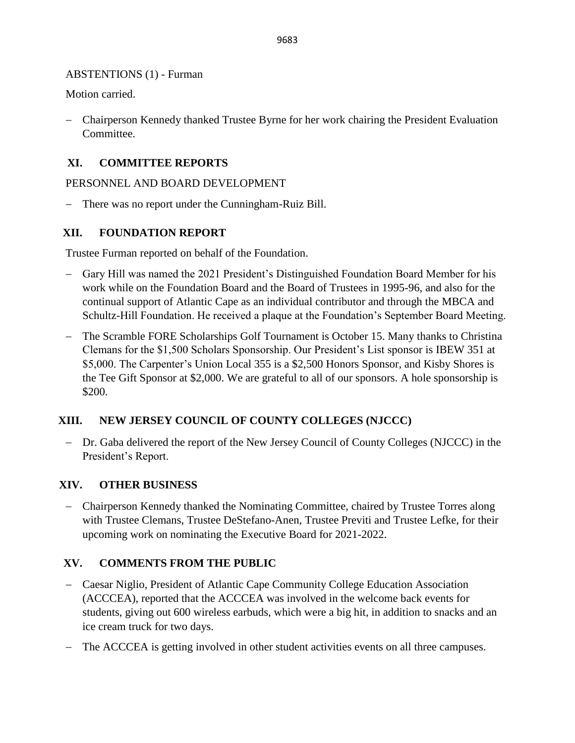ABSTENTIONS (1) - Furman

Motion carried.

- Chairperson Kennedy thanked Trustee Byrne for her work chairing the President Evaluation Committee.

## XI. COMMITTEE REPORTS

PERSONNEL AND BOARD DEVELOPMENT

- There was no report under the Cunningham-Ruiz Bill.

## XII. FOUNDATION REPORT

Trustee Furman reported on behalf of the Foundation.

- Gary Hill was named the 2021 President's Distinguished Foundation Board Member for his work while on the Foundation Board and the Board of Trustees in 1995-96, and also for the continual support of Atlantic Cape as an individual contributor and through the MBCA and Schultz-Hill Foundation. He received a plaque at the Foundation's September Board Meeting.
- The Scramble FORE Scholarships Golf Tournament is October 15. Many thanks to Christina Clemans for the $1,500 Scholars Sponsorship. Our President's List sponsor is IBEW 351 at $5,000. The Carpenter's Union Local 355 is a $2,500 Honors Sponsor, and Kisby Shores is the Tee Gift Sponsor at $2,000. We are grateful to all of our sponsors. A hole sponsorship is $200.

## XIII. NEW JERSEY COUNCIL OF COUNTY COLLEGES (NJCCC)

- Dr. Gaba delivered the report of the New Jersey Council of County Colleges (NJCCC) in the President's Report.

## XIV. OTHER BUSINESS

- Chairperson Kennedy thanked the Nominating Committee, chaired by Trustee Torres along with Trustee Clemans, Trustee DeStefano-Anen, Trustee Previti and Trustee Lefke, for their upcoming work on nominating the Executive Board for 2021-2022.

## XV. COMMENTS FROM THE PUBLIC

- Caesar Niglio, President of Atlantic Cape Community College Education Association (ACCCEA), reported that the ACCCEA was involved in the welcome back events for students, giving out 600 wireless earbuds, which were a big hit, in addition to snacks and an ice cream truck for two days.
- The ACCCEA is getting involved in other student activities events on all three campuses.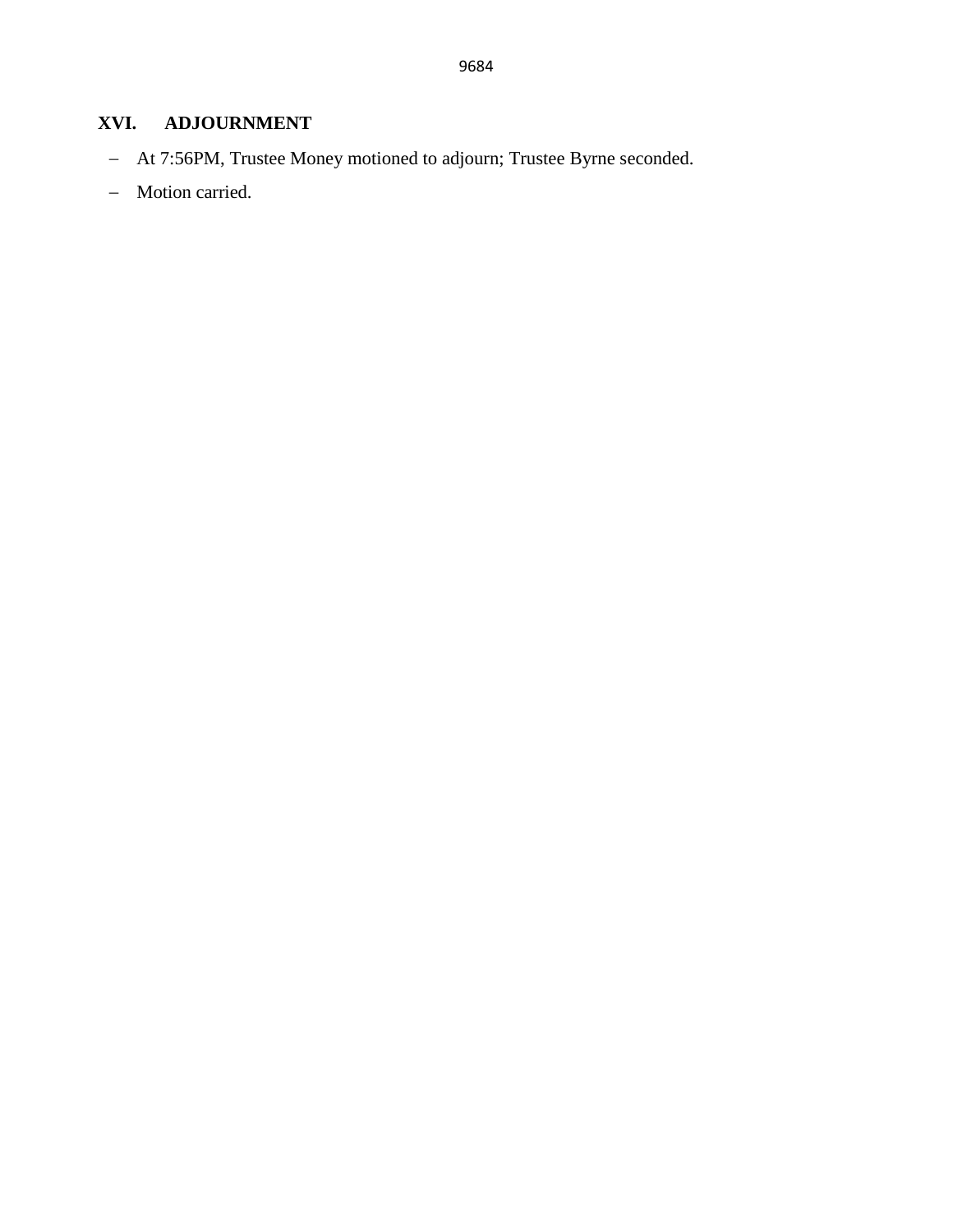## XVI. ADJOURNMENT

- At 7:56PM, Trustee Money motioned to adjourn; Trustee Byrne seconded.
- Motion carried.